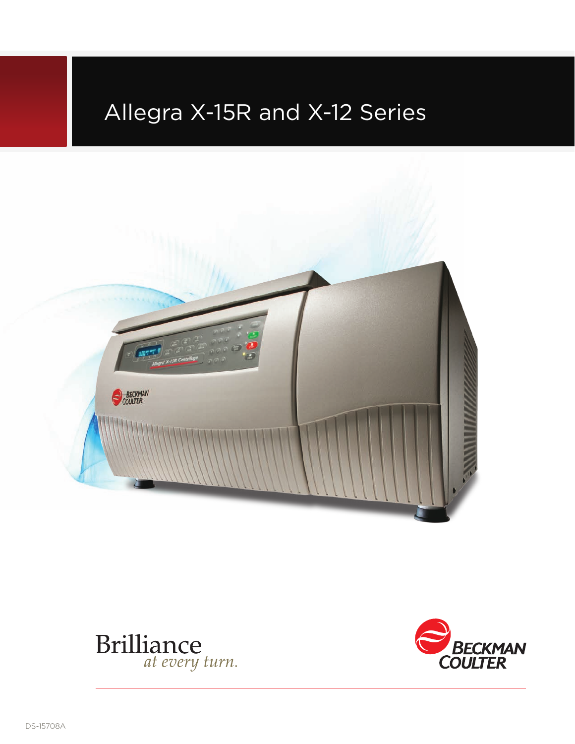# Allegra X-15R and X-12 Series

Brilliance
*at every turn.*

BECKMAN COULTER

DS-15708A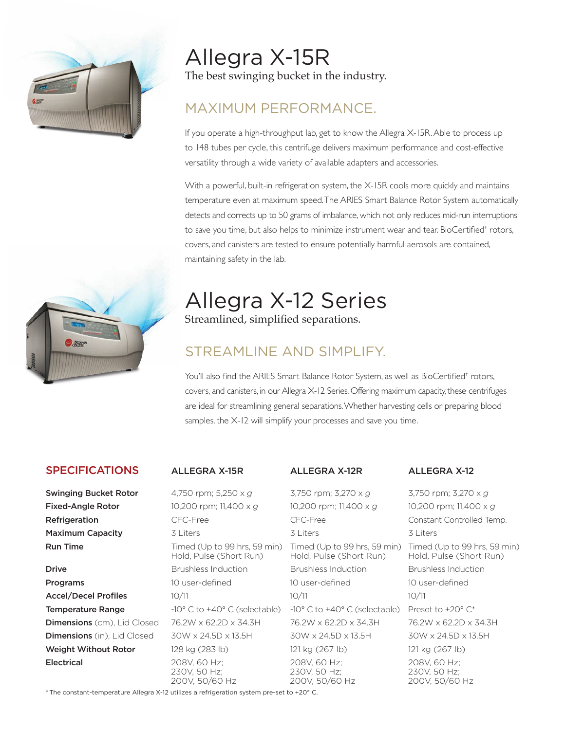# Allegra X-15R

The best swinging bucket in the industry.

## MAXIMUM PERFORMANCE.

If you operate a high-throughput lab, get to know the Allegra X-15R. Able to process up to 148 tubes per cycle, this centrifuge delivers maximum performance and cost-effective versatility through a wide variety of available adapters and accessories.

With a powerful, built-in refrigeration system, the X-15R cools more quickly and maintains temperature even at maximum speed. The ARIES Smart Balance Rotor System automatically detects and corrects up to 50 grams of imbalance, which not only reduces mid-run interruptions to save you time, but also helps to minimize instrument wear and tear. BioCertified† rotors, covers, and canisters are tested to ensure potentially harmful aerosols are contained, maintaining safety in the lab.

# Allegra X-12 Series

Streamlined, simplified separations.

## STREAMLINE AND SIMPLIFY.

You'll also find the ARIES Smart Balance Rotor System, as well as BioCertified† rotors, covers, and canisters, in our Allegra X-12 Series. Offering maximum capacity, these centrifuges are ideal for streamlining general separations. Whether harvesting cells or preparing blood samples, the X-12 will simplify your processes and save you time.

## SPECIFICATIONS

| SPECIFICATIONS | ALLEGRA X-15R | ALLEGRA X-12R | ALLEGRA X-12 |
|---|---|---|---|
| **Swinging Bucket Rotor** | 4,750 rpm; 5,250 x *g* | 3,750 rpm; 3,270 x *g* | 3,750 rpm; 3,270 x *g* |
| **Fixed-Angle Rotor** | 10,200 rpm; 11,400 x *g* | 10,200 rpm; 11,400 x *g* | 10,200 rpm; 11,400 x *g* |
| **Refrigeration** | CFC-Free | CFC-Free | Constant Controlled Temp. |
| **Maximum Capacity** | 3 Liters | 3 Liters | 3 Liters |
| **Run Time** | Timed (Up to 99 hrs, 59 min) Hold, Pulse (Short Run) | Timed (Up to 99 hrs, 59 min) Hold, Pulse (Short Run) | Timed (Up to 99 hrs, 59 min) Hold, Pulse (Short Run) |
| **Drive** | Brushless Induction | Brushless Induction | Brushless Induction |
| **Programs** | 10 user-defined | 10 user-defined | 10 user-defined |
| **Accel/Decel Profiles** | 10/11 | 10/11 | 10/11 |
| **Temperature Range** | -10° C to +40° C (selectable) | -10° C to +40° C (selectable) | Preset to +20° C* |
| **Dimensions** (cm), Lid Closed | 76.2W x 62.2D x 34.3H | 76.2W x 62.2D x 34.3H | 76.2W x 62.2D x 34.3H |
| **Dimensions** (in), Lid Closed | 30W x 24.5D x 13.5H | 30W x 24.5D x 13.5H | 30W x 24.5D x 13.5H |
| **Weight Without Rotor** | 128 kg (283 lb) | 121 kg (267 lb) | 121 kg (267 lb) |
| **Electrical** | 208V, 60 Hz; 230V, 50 Hz; 200V, 50/60 Hz | 208V, 60 Hz; 230V, 50 Hz; 200V, 50/60 Hz | 208V, 60 Hz; 230V, 50 Hz; 200V, 50/60 Hz |

* The constant-temperature Allegra X-12 utilizes a refrigeration system pre-set to +20° C.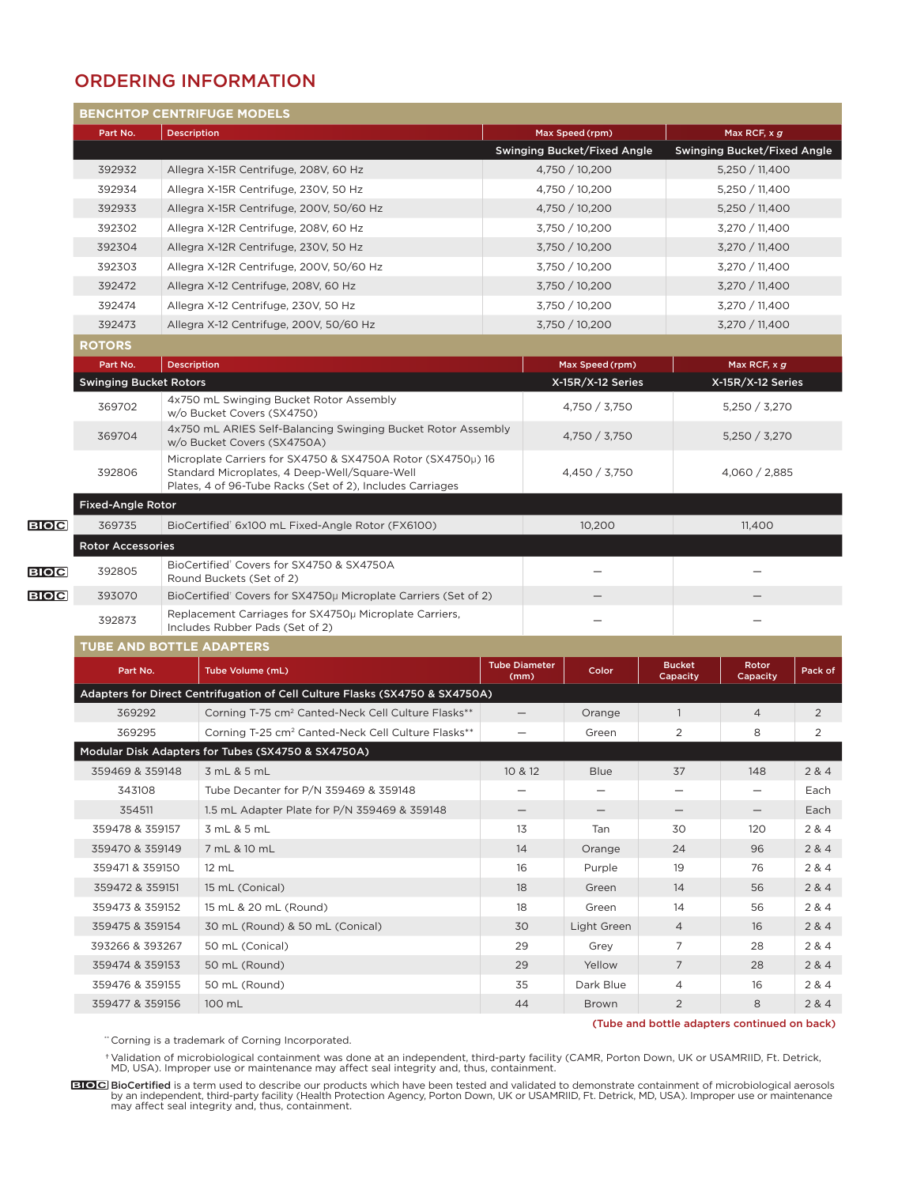## ORDERING INFORMATION

### BENCHTOP CENTRIFUGE MODELS

| Part No. | Description | Max Speed (rpm) | Max RCF, x *g* |
|---|---|---|---|
| | | Swinging Bucket/Fixed Angle | Swinging Bucket/Fixed Angle |
| 392932 | Allegra X-15R Centrifuge, 208V, 60 Hz | 4,750 / 10,200 | 5,250 / 11,400 |
| 392934 | Allegra X-15R Centrifuge, 230V, 50 Hz | 4,750 / 10,200 | 5,250 / 11,400 |
| 392933 | Allegra X-15R Centrifuge, 200V, 50/60 Hz | 4,750 / 10,200 | 5,250 / 11,400 |
| 392302 | Allegra X-12R Centrifuge, 208V, 60 Hz | 3,750 / 10,200 | 3,270 / 11,400 |
| 392304 | Allegra X-12R Centrifuge, 230V, 50 Hz | 3,750 / 10,200 | 3,270 / 11,400 |
| 392303 | Allegra X-12R Centrifuge, 200V, 50/60 Hz | 3,750 / 10,200 | 3,270 / 11,400 |
| 392472 | Allegra X-12 Centrifuge, 208V, 60 Hz | 3,750 / 10,200 | 3,270 / 11,400 |
| 392474 | Allegra X-12 Centrifuge, 230V, 50 Hz | 3,750 / 10,200 | 3,270 / 11,400 |
| 392473 | Allegra X-12 Centrifuge, 200V, 50/60 Hz | 3,750 / 10,200 | 3,270 / 11,400 |

### ROTORS

| Part No. | Description | Max Speed (rpm) | Max RCF, x *g* |
|---|---|---|---|
| **Swinging Bucket Rotors** | | X-15R/X-12 Series | X-15R/X-12 Series |
| 369702 | 4x750 mL Swinging Bucket Rotor Assembly w/o Bucket Covers (SX4750) | 4,750 / 3,750 | 5,250 / 3,270 |
| 369704 | 4x750 mL ARIES Self-Balancing Swinging Bucket Rotor Assembly w/o Bucket Covers (SX4750A) | 4,750 / 3,750 | 5,250 / 3,270 |
| 392806 | Microplate Carriers for SX4750 & SX4750A Rotor (SX4750μ) 16 Standard Microplates, 4 Deep-Well/Square-Well Plates, 4 of 96-Tube Racks (Set of 2), Includes Carriages | 4,450 / 3,750 | 4,060 / 2,885 |
| **Fixed-Angle Rotor** | | | |
| BIOC 369735 | BioCertified† 6x100 mL Fixed-Angle Rotor (FX6100) | 10,200 | 11,400 |
| **Rotor Accessories** | | | |
| BIOC 392805 | BioCertified† Covers for SX4750 & SX4750A Round Buckets (Set of 2) | — | — |
| BIOC 393070 | BioCertified† Covers for SX4750μ Microplate Carriers (Set of 2) | — | — |
| 392873 | Replacement Carriages for SX4750μ Microplate Carriers, Includes Rubber Pads (Set of 2) | — | — |

### TUBE AND BOTTLE ADAPTERS

| Part No. | Tube Volume (mL) | Tube Diameter (mm) | Color | Bucket Capacity | Rotor Capacity | Pack of |
|---|---|---|---|---|---|---|
| **Adapters for Direct Centrifugation of Cell Culture Flasks (SX4750 & SX4750A)** | | | | | | |
| 369292 | Corning T-75 cm² Canted-Neck Cell Culture Flasks** | — | Orange | 1 | 4 | 2 |
| 369295 | Corning T-25 cm² Canted-Neck Cell Culture Flasks** | — | Green | 2 | 8 | 2 |
| **Modular Disk Adapters for Tubes (SX4750 & SX4750A)** | | | | | | |
| 359469 & 359148 | 3 mL & 5 mL | 10 & 12 | Blue | 37 | 148 | 2 & 4 |
| 343108 | Tube Decanter for P/N 359469 & 359148 | — | — | — | — | Each |
| 354511 | 1.5 mL Adapter Plate for P/N 359469 & 359148 | — | — | — | — | Each |
| 359478 & 359157 | 3 mL & 5 mL | 13 | Tan | 30 | 120 | 2 & 4 |
| 359470 & 359149 | 7 mL & 10 mL | 14 | Orange | 24 | 96 | 2 & 4 |
| 359471 & 359150 | 12 mL | 16 | Purple | 19 | 76 | 2 & 4 |
| 359472 & 359151 | 15 mL (Conical) | 18 | Green | 14 | 56 | 2 & 4 |
| 359473 & 359152 | 15 mL & 20 mL (Round) | 18 | Green | 14 | 56 | 2 & 4 |
| 359475 & 359154 | 30 mL (Round) & 50 mL (Conical) | 30 | Light Green | 4 | 16 | 2 & 4 |
| 393266 & 393267 | 50 mL (Conical) | 29 | Grey | 7 | 28 | 2 & 4 |
| 359474 & 359153 | 50 mL (Round) | 29 | Yellow | 7 | 28 | 2 & 4 |
| 359476 & 359155 | 50 mL (Round) | 35 | Dark Blue | 4 | 16 | 2 & 4 |
| 359477 & 359156 | 100 mL | 44 | Brown | 2 | 8 | 2 & 4 |

(Tube and bottle adapters continued on back)

** Corning is a trademark of Corning Incorporated.

† Validation of microbiological containment was done at an independent, third-party facility (CAMR, Porton Down, UK or USAMRIID, Ft. Detrick, MD, USA). Improper use or maintenance may affect seal integrity and, thus, containment.

BIOC **BioCertified** is a term used to describe our products which have been tested and validated to demonstrate containment of microbiological aerosols by an independent, third-party facility (Health Protection Agency, Porton Down, UK or USAMRIID, Ft. Detrick, MD, USA). Improper use or maintenance may affect seal integrity and, thus, containment.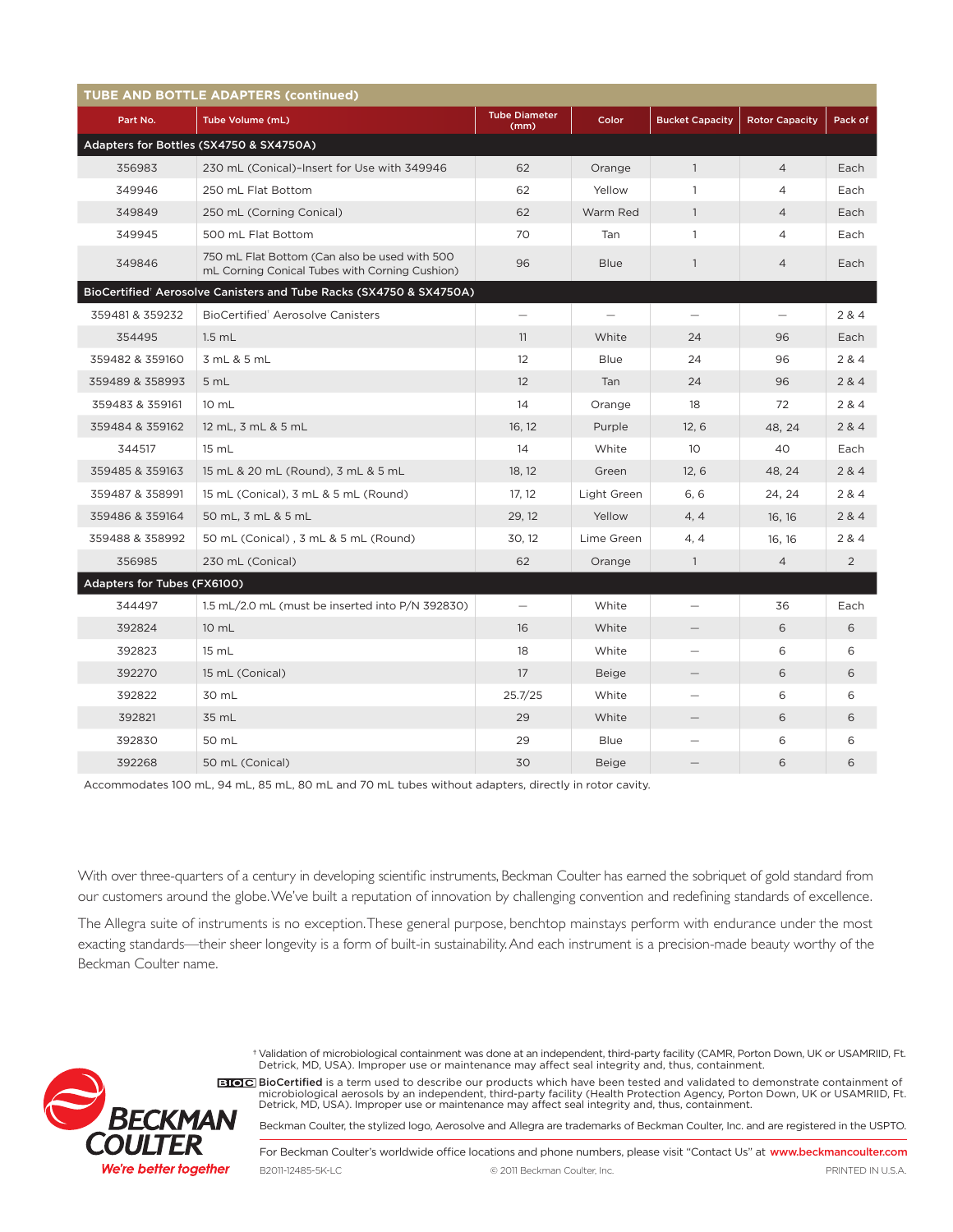| TUBE AND BOTTLE ADAPTERS (continued) | | | | | | |
|---|---|---|---|---|---|---|
| Part No. | Tube Volume (mL) | Tube Diameter (mm) | Color | Bucket Capacity | Rotor Capacity | Pack of |
| **Adapters for Bottles (SX4750 & SX4750A)** | | | | | | |
| 356983 | 230 mL (Conical)–Insert for Use with 349946 | 62 | Orange | 1 | 4 | Each |
| 349946 | 250 mL Flat Bottom | 62 | Yellow | 1 | 4 | Each |
| 349849 | 250 mL (Corning Conical) | 62 | Warm Red | 1 | 4 | Each |
| 349945 | 500 mL Flat Bottom | 70 | Tan | 1 | 4 | Each |
| 349846 | 750 mL Flat Bottom (Can also be used with 500 mL Corning Conical Tubes with Corning Cushion) | 96 | Blue | 1 | 4 | Each |
| **BioCertified† Aerosolve Canisters and Tube Racks (SX4750 & SX4750A)** | | | | | | |
| 359481 & 359232 | BioCertified† Aerosolve Canisters | — | — | — | — | 2 & 4 |
| 354495 | 1.5 mL | 11 | White | 24 | 96 | Each |
| 359482 & 359160 | 3 mL & 5 mL | 12 | Blue | 24 | 96 | 2 & 4 |
| 359489 & 358993 | 5 mL | 12 | Tan | 24 | 96 | 2 & 4 |
| 359483 & 359161 | 10 mL | 14 | Orange | 18 | 72 | 2 & 4 |
| 359484 & 359162 | 12 mL, 3 mL & 5 mL | 16, 12 | Purple | 12, 6 | 48, 24 | 2 & 4 |
| 344517 | 15 mL | 14 | White | 10 | 40 | Each |
| 359485 & 359163 | 15 mL & 20 mL (Round), 3 mL & 5 mL | 18, 12 | Green | 12, 6 | 48, 24 | 2 & 4 |
| 359487 & 358991 | 15 mL (Conical), 3 mL & 5 mL (Round) | 17, 12 | Light Green | 6, 6 | 24, 24 | 2 & 4 |
| 359486 & 359164 | 50 mL, 3 mL & 5 mL | 29, 12 | Yellow | 4, 4 | 16, 16 | 2 & 4 |
| 359488 & 358992 | 50 mL (Conical) , 3 mL & 5 mL (Round) | 30, 12 | Lime Green | 4, 4 | 16, 16 | 2 & 4 |
| 356985 | 230 mL (Conical) | 62 | Orange | 1 | 4 | 2 |
| **Adapters for Tubes (FX6100)** | | | | | | |
| 344497 | 1.5 mL/2.0 mL (must be inserted into P/N 392830) | — | White | — | 36 | Each |
| 392824 | 10 mL | 16 | White | — | 6 | 6 |
| 392823 | 15 mL | 18 | White | — | 6 | 6 |
| 392270 | 15 mL (Conical) | 17 | Beige | — | 6 | 6 |
| 392822 | 30 mL | 25.7/25 | White | — | 6 | 6 |
| 392821 | 35 mL | 29 | White | — | 6 | 6 |
| 392830 | 50 mL | 29 | Blue | — | 6 | 6 |
| 392268 | 50 mL (Conical) | 30 | Beige | — | 6 | 6 |

Accommodates 100 mL, 94 mL, 85 mL, 80 mL and 70 mL tubes without adapters, directly in rotor cavity.

With over three-quarters of a century in developing scientific instruments, Beckman Coulter has earned the sobriquet of gold standard from our customers around the globe. We've built a reputation of innovation by challenging convention and redefining standards of excellence.

The Allegra suite of instruments is no exception. These general purpose, benchtop mainstays perform with endurance under the most exacting standards—their sheer longevity is a form of built-in sustainability. And each instrument is a precision-made beauty worthy of the Beckman Coulter name.

† Validation of microbiological containment was done at an independent, third-party facility (CAMR, Porton Down, UK or USAMRIID, Ft. Detrick, MD, USA). Improper use or maintenance may affect seal integrity and, thus, containment.

BIOC **BioCertified** is a term used to describe our products which have been tested and validated to demonstrate containment of microbiological aerosols by an independent, third-party facility (Health Protection Agency, Porton Down, UK or USAMRIID, Ft. Detrick, MD, USA). Improper use or maintenance may affect seal integrity and, thus, containment.

Beckman Coulter, the stylized logo, Aerosolve and Allegra are trademarks of Beckman Coulter, Inc. and are registered in the USPTO.

For Beckman Coulter's worldwide office locations and phone numbers, please visit "Contact Us" at www.beckmancoulter.com

BECKMAN COULTER

*We're better together*

B2011-12485-5K-LC © 2011 Beckman Coulter, Inc. PRINTED IN U.S.A.